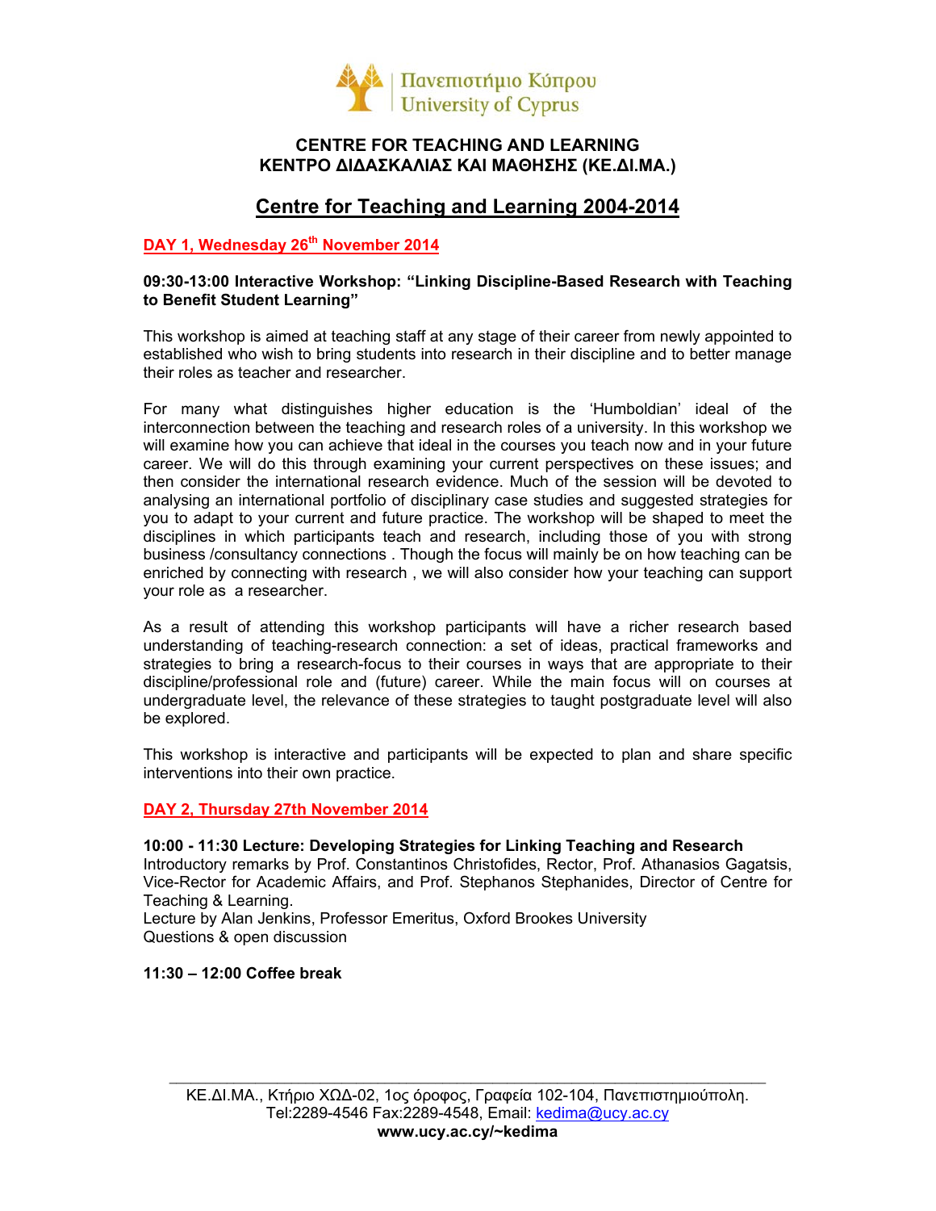Πανεπιστήμιο Κύπρου
University of Cyprus

**CENTRE FOR TEACHING AND LEARNING**
**ΚΕΝΤΡΟ ΔΙΔΑΣΚΑΛΙΑΣ ΚΑΙ ΜΑΘΗΣΗΣ (ΚΕ.ΔΙ.ΜΑ.)**

# Centre for Teaching and Learning 2004-2014

## DAY 1, Wednesday 26th November 2014

### 09:30-13:00 Interactive Workshop: "Linking Discipline-Based Research with Teaching to Benefit Student Learning"

This workshop is aimed at teaching staff at any stage of their career from newly appointed to established who wish to bring students into research in their discipline and to better manage their roles as teacher and researcher.

For many what distinguishes higher education is the 'Humboldian' ideal of the interconnection between the teaching and research roles of a university. In this workshop we will examine how you can achieve that ideal in the courses you teach now and in your future career. We will do this through examining your current perspectives on these issues; and then consider the international research evidence. Much of the session will be devoted to analysing an international portfolio of disciplinary case studies and suggested strategies for you to adapt to your current and future practice. The workshop will be shaped to meet the disciplines in which participants teach and research, including those of you with strong business /consultancy connections . Though the focus will mainly be on how teaching can be enriched by connecting with research , we will also consider how your teaching can support your role as a researcher.

As a result of attending this workshop participants will have a richer research based understanding of teaching-research connection: a set of ideas, practical frameworks and strategies to bring a research-focus to their courses in ways that are appropriate to their discipline/professional role and (future) career. While the main focus will on courses at undergraduate level, the relevance of these strategies to taught postgraduate level will also be explored.

This workshop is interactive and participants will be expected to plan and share specific interventions into their own practice.

## DAY 2, Thursday 27th November 2014

**10:00 - 11:30 Lecture: Developing Strategies for Linking Teaching and Research**
Introductory remarks by Prof. Constantinos Christofides, Rector, Prof. Athanasios Gagatsis, Vice-Rector for Academic Affairs, and Prof. Stephanos Stephanides, Director of Centre for Teaching & Learning.
Lecture by Alan Jenkins, Professor Emeritus, Oxford Brookes University
Questions & open discussion

**11:30 – 12:00 Coffee break**

ΚΕ.ΔΙ.ΜΑ., Κτήριο ΧΩΔ-02, 1ος όροφος, Γραφεία 102-104, Πανεπιστημιούπολη.
Tel:2289-4546 Fax:2289-4548, Email: kedima@ucy.ac.cy
**www.ucy.ac.cy/~kedima**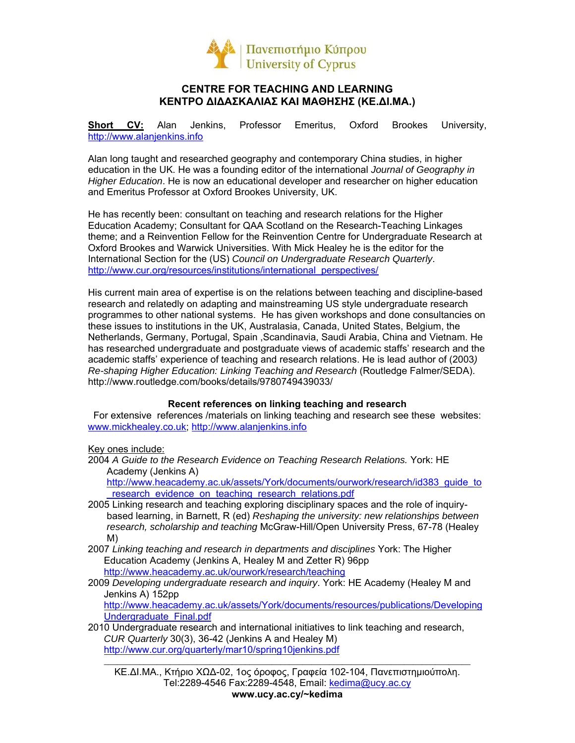Πανεπιστήμιο Κύπρου
University of Cyprus

**CENTRE FOR TEACHING AND LEARNING**
**ΚΕΝΤΡΟ ΔΙΔΑΣΚΑΛΙΑΣ ΚΑΙ ΜΑΘΗΣΗΣ (ΚΕ.ΔΙ.ΜΑ.)**

**Short CV:** Alan Jenkins, Professor Emeritus, Oxford Brookes University, http://www.alanjenkins.info

Alan long taught and researched geography and contemporary China studies, in higher education in the UK. He was a founding editor of the international *Journal of Geography in Higher Education*. He is now an educational developer and researcher on higher education and Emeritus Professor at Oxford Brookes University, UK.

He has recently been: consultant on teaching and research relations for the Higher Education Academy; Consultant for QAA Scotland on the Research-Teaching Linkages theme; and a Reinvention Fellow for the Reinvention Centre for Undergraduate Research at Oxford Brookes and Warwick Universities. With Mick Healey he is the editor for the International Section for the (US) *Council on Undergraduate Research Quarterly*. http://www.cur.org/resources/institutions/international_perspectives/

His current main area of expertise is on the relations between teaching and discipline-based research and relatedly on adapting and mainstreaming US style undergraduate research programmes to other national systems. He has given workshops and done consultancies on these issues to institutions in the UK, Australasia, Canada, United States, Belgium, the Netherlands, Germany, Portugal, Spain ,Scandinavia, Saudi Arabia, China and Vietnam. He has researched undergraduate and postgraduate views of academic staffs' research and the academic staffs' experience of teaching and research relations. He is lead author of (2003*)* *Re-shaping Higher Education: Linking Teaching and Research* (Routledge Falmer/SEDA). http://www.routledge.com/books/details/9780749439033/

**Recent references on linking teaching and research**

For extensive references /materials on linking teaching and research see these websites: www.mickhealey.co.uk; http://www.alanjenkins.info

Key ones include:

2004 *A Guide to the Research Evidence on Teaching Research Relations.* York: HE Academy (Jenkins A) http://www.heacademy.ac.uk/assets/York/documents/ourwork/research/id383_guide_to_research_evidence_on_teaching_research_relations.pdf

2005 Linking research and teaching exploring disciplinary spaces and the role of inquiry-based learning, in Barnett, R (ed) *Reshaping the university: new relationships between research, scholarship and teaching* McGraw-Hill/Open University Press, 67-78 (Healey M)

2007 *Linking teaching and research in departments and disciplines* York: The Higher Education Academy (Jenkins A, Healey M and Zetter R) 96pp http://www.heacademy.ac.uk/ourwork/research/teaching

2009 *Developing undergraduate research and inquiry*. York: HE Academy (Healey M and Jenkins A) 152pp http://www.heacademy.ac.uk/assets/York/documents/resources/publications/DevelopingUndergraduate_Final.pdf

2010 Undergraduate research and international initiatives to link teaching and research, *CUR Quarterly* 30(3), 36-42 (Jenkins A and Healey M) http://www.cur.org/quarterly/mar10/spring10jenkins.pdf

ΚΕ.ΔΙ.ΜΑ., Κτήριο ΧΩΔ-02, 1ος όροφος, Γραφεία 102-104, Πανεπιστημιούπολη.
Tel:2289-4546 Fax:2289-4548, Email: kedima@ucy.ac.cy
**www.ucy.ac.cy/~kedima**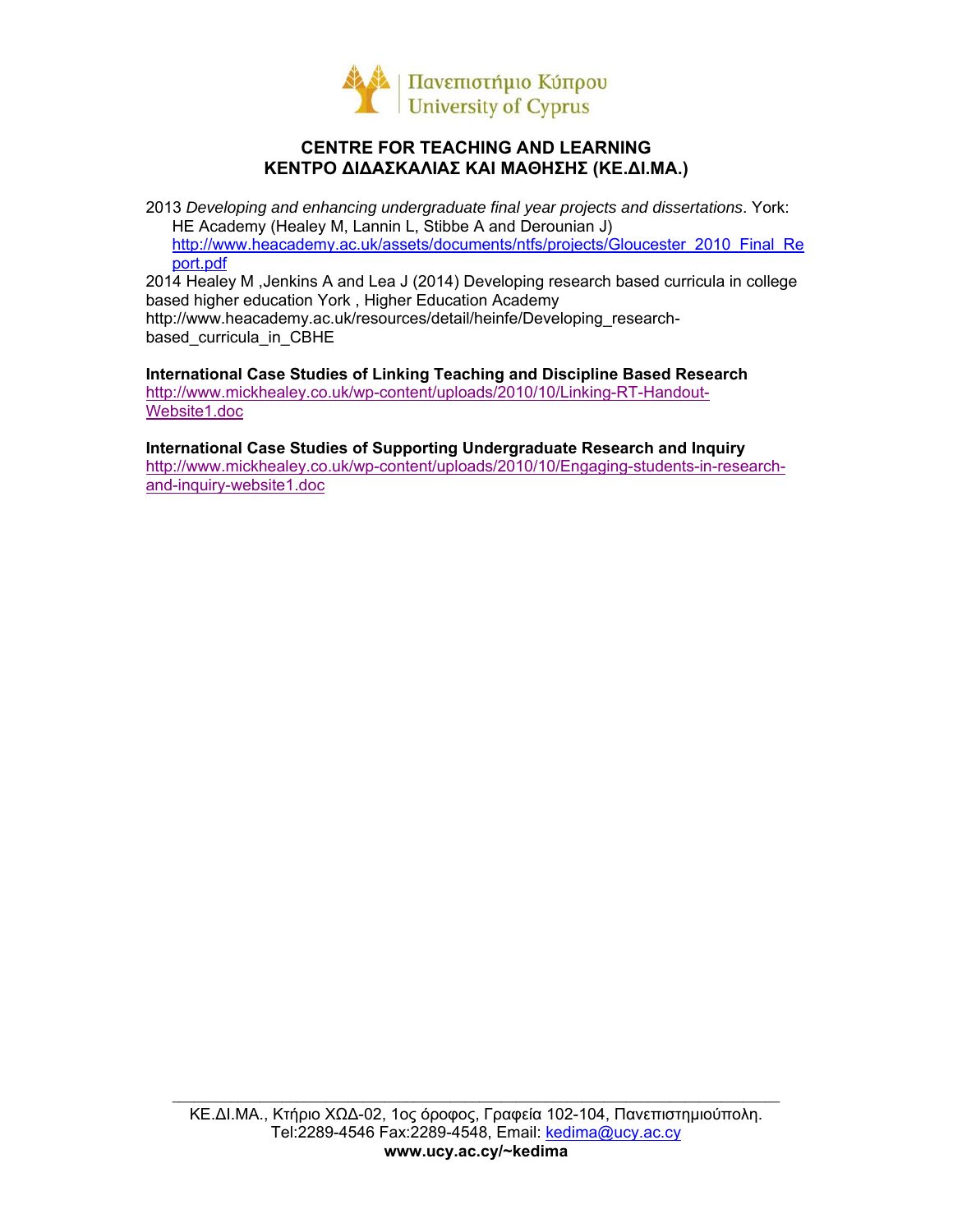2013 *Developing and enhancing undergraduate final year projects and dissertations*. York: HE Academy (Healey M, Lannin L, Stibbe A and Derounian J) http://www.heacademy.ac.uk/assets/documents/ntfs/projects/Gloucester_2010_Final_Report.pdf

2014 Healey M ,Jenkins A and Lea J (2014) Developing research based curricula in college based higher education York , Higher Education Academy http://www.heacademy.ac.uk/resources/detail/heinfe/Developing_research-based_curricula_in_CBHE

**International Case Studies of Linking Teaching and Discipline Based Research**
http://www.mickhealey.co.uk/wp-content/uploads/2010/10/Linking-RT-Handout-Website1.doc

**International Case Studies of Supporting Undergraduate Research and Inquiry**
http://www.mickhealey.co.uk/wp-content/uploads/2010/10/Engaging-students-in-research-and-inquiry-website1.doc